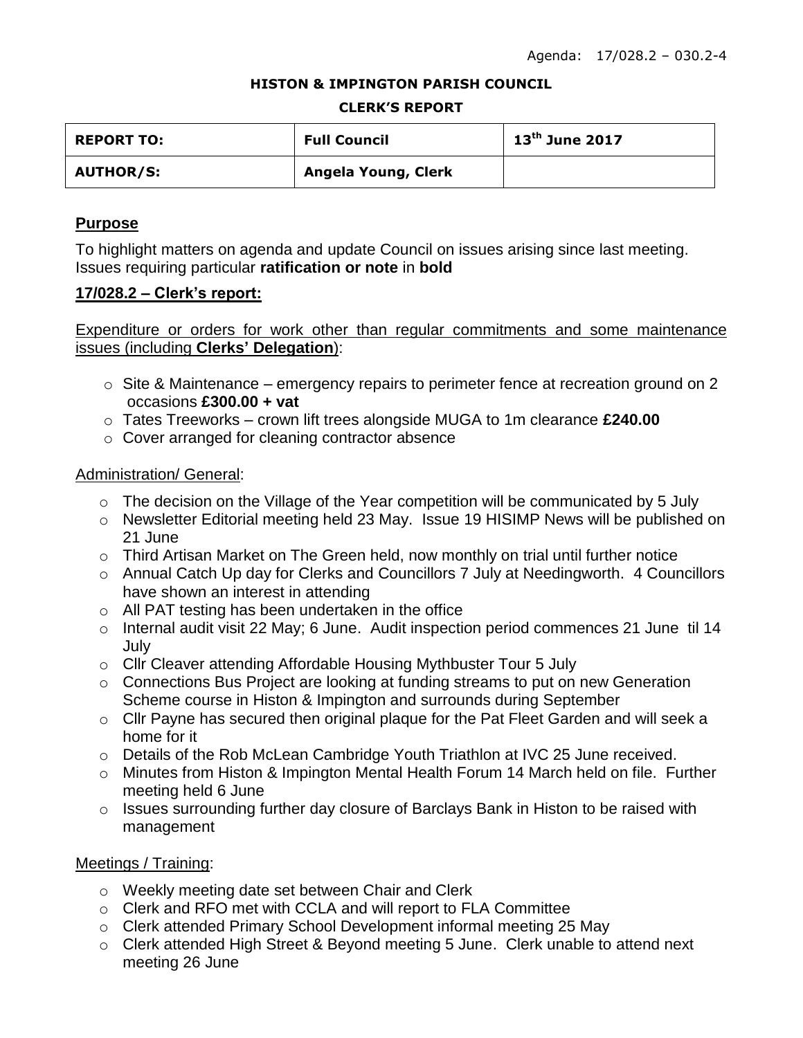Agenda: 17/028.2 – 030.2-4

**HISTON & IMPINGTON PARISH COUNCIL**

**CLERK'S REPORT**

| **REPORT TO:** | **Full Council** | **13th June 2017** |
|---|---|---|
| **AUTHOR/S:** | **Angela Young, Clerk** | |

## Purpose

To highlight matters on agenda and update Council on issues arising since last meeting. Issues requiring particular **ratification or note** in **bold**

## 17/028.2 – Clerk's report:

Expenditure or orders for work other than regular commitments and some maintenance issues (including **Clerks' Delegation**):

- Site & Maintenance – emergency repairs to perimeter fence at recreation ground on 2 occasions **£300.00 + vat**
- Tates Treeworks – crown lift trees alongside MUGA to 1m clearance **£240.00**
- Cover arranged for cleaning contractor absence

Administration/ General:

- The decision on the Village of the Year competition will be communicated by 5 July
- Newsletter Editorial meeting held 23 May. Issue 19 HISIMP News will be published on 21 June
- Third Artisan Market on The Green held, now monthly on trial until further notice
- Annual Catch Up day for Clerks and Councillors 7 July at Needingworth. 4 Councillors have shown an interest in attending
- All PAT testing has been undertaken in the office
- Internal audit visit 22 May; 6 June. Audit inspection period commences 21 June til 14 July
- Cllr Cleaver attending Affordable Housing Mythbuster Tour 5 July
- Connections Bus Project are looking at funding streams to put on new Generation Scheme course in Histon & Impington and surrounds during September
- Cllr Payne has secured then original plaque for the Pat Fleet Garden and will seek a home for it
- Details of the Rob McLean Cambridge Youth Triathlon at IVC 25 June received.
- Minutes from Histon & Impington Mental Health Forum 14 March held on file. Further meeting held 6 June
- Issues surrounding further day closure of Barclays Bank in Histon to be raised with management

Meetings / Training:

- Weekly meeting date set between Chair and Clerk
- Clerk and RFO met with CCLA and will report to FLA Committee
- Clerk attended Primary School Development informal meeting 25 May
- Clerk attended High Street & Beyond meeting 5 June. Clerk unable to attend next meeting 26 June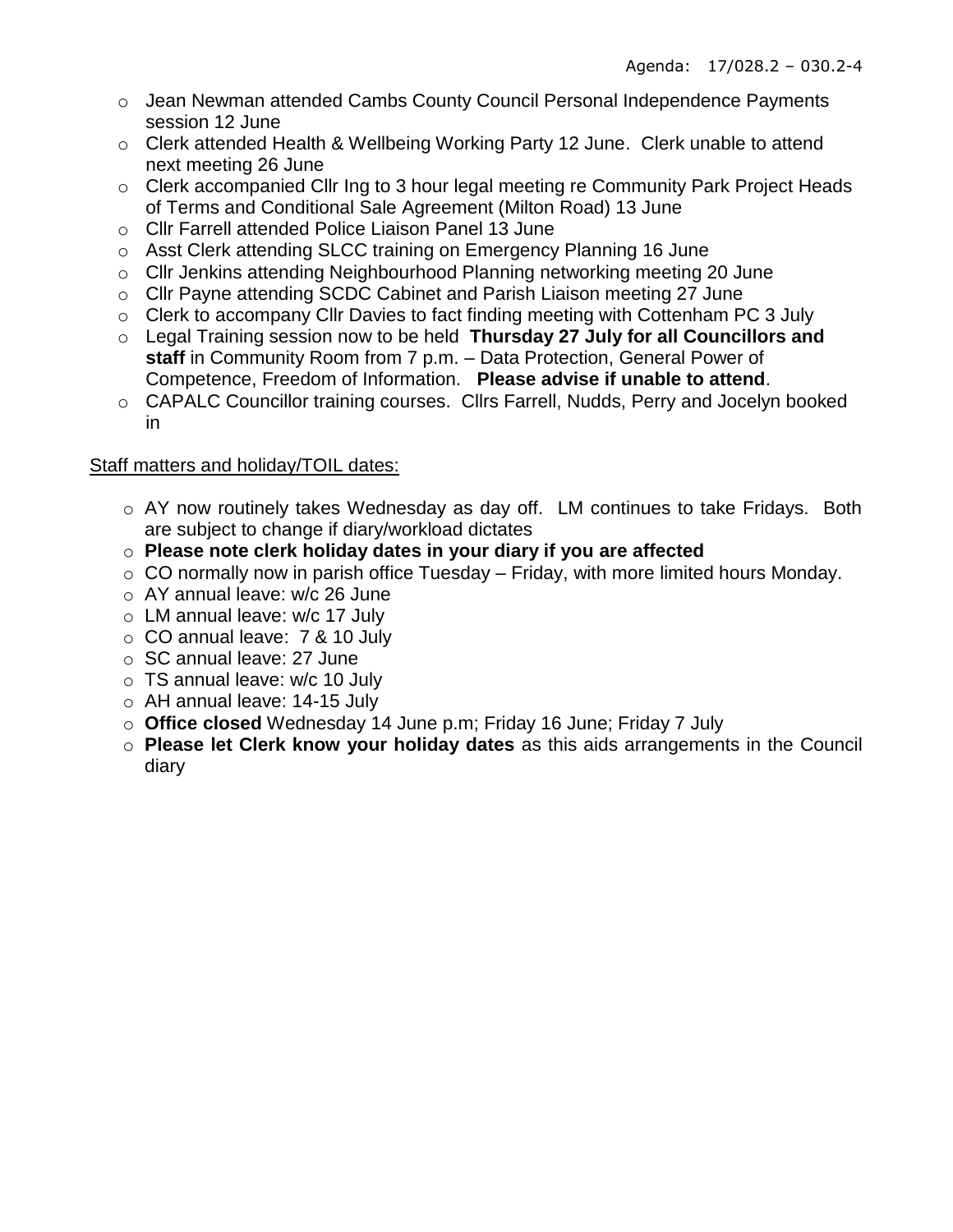- Jean Newman attended Cambs County Council Personal Independence Payments session 12 June
- Clerk attended Health & Wellbeing Working Party 12 June. Clerk unable to attend next meeting 26 June
- Clerk accompanied Cllr Ing to 3 hour legal meeting re Community Park Project Heads of Terms and Conditional Sale Agreement (Milton Road) 13 June
- Cllr Farrell attended Police Liaison Panel 13 June
- Asst Clerk attending SLCC training on Emergency Planning 16 June
- Cllr Jenkins attending Neighbourhood Planning networking meeting 20 June
- Cllr Payne attending SCDC Cabinet and Parish Liaison meeting 27 June
- Clerk to accompany Cllr Davies to fact finding meeting with Cottenham PC 3 July
- Legal Training session now to be held **Thursday 27 July for all Councillors and staff** in Community Room from 7 p.m. – Data Protection, General Power of Competence, Freedom of Information. **Please advise if unable to attend**.
- CAPALC Councillor training courses. Cllrs Farrell, Nudds, Perry and Jocelyn booked in

Staff matters and holiday/TOIL dates:

- AY now routinely takes Wednesday as day off. LM continues to take Fridays. Both are subject to change if diary/workload dictates
- **Please note clerk holiday dates in your diary if you are affected**
- CO normally now in parish office Tuesday – Friday, with more limited hours Monday.
- AY annual leave: w/c 26 June
- LM annual leave: w/c 17 July
- CO annual leave: 7 & 10 July
- SC annual leave: 27 June
- TS annual leave: w/c 10 July
- AH annual leave: 14-15 July
- **Office closed** Wednesday 14 June p.m; Friday 16 June; Friday 7 July
- **Please let Clerk know your holiday dates** as this aids arrangements in the Council diary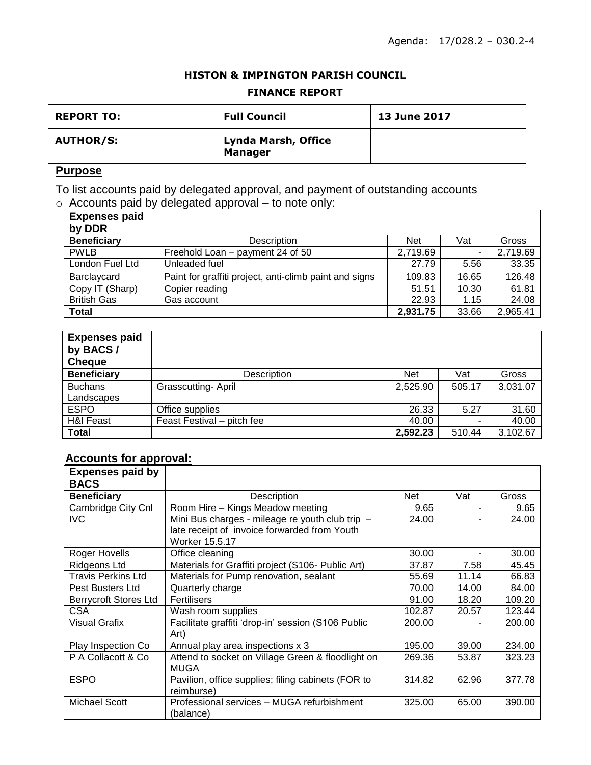Agenda: 17/028.2 – 030.2-4

**HISTON & IMPINGTON PARISH COUNCIL**

**FINANCE REPORT**

| **REPORT TO:** | **Full Council** | **13 June 2017** |
|---|---|---|
| **AUTHOR/S:** | **Lynda Marsh, Office Manager** | |

## Purpose

To list accounts paid by delegated approval, and payment of outstanding accounts

- Accounts paid by delegated approval – to note only:

| **Expenses paid by DDR** | | | | |
|---|---|---|---|---|
| **Beneficiary** | Description | Net | Vat | Gross |
| PWLB | Freehold Loan – payment 24 of 50 | 2,719.69 | - | 2,719.69 |
| London Fuel Ltd | Unleaded fuel | 27.79 | 5.56 | 33.35 |
| Barclaycard | Paint for graffiti project, anti-climb paint and signs | 109.83 | 16.65 | 126.48 |
| Copy IT (Sharp) | Copier reading | 51.51 | 10.30 | 61.81 |
| British Gas | Gas account | 22.93 | 1.15 | 24.08 |
| **Total** | | **2,931.75** | 33.66 | 2,965.41 |

| **Expenses paid by BACS / Cheque** | | | | |
|---|---|---|---|---|
| **Beneficiary** | Description | Net | Vat | Gross |
| Buchans Landscapes | Grasscutting- April | 2,525.90 | 505.17 | 3,031.07 |
| ESPO | Office supplies | 26.33 | 5.27 | 31.60 |
| H&I Feast | Feast Festival – pitch fee | 40.00 | - | 40.00 |
| **Total** | | **2,592.23** | 510.44 | 3,102.67 |

## Accounts for approval:

| **Expenses paid by BACS** | | | | |
|---|---|---|---|---|
| **Beneficiary** | Description | Net | Vat | Gross |
| Cambridge City Cnl | Room Hire – Kings Meadow meeting | 9.65 | - | 9.65 |
| IVC | Mini Bus charges - mileage re youth club trip – late receipt of invoice forwarded from Youth Worker 15.5.17 | 24.00 | - | 24.00 |
| Roger Hovells | Office cleaning | 30.00 | - | 30.00 |
| Ridgeons Ltd | Materials for Graffiti project (S106- Public Art) | 37.87 | 7.58 | 45.45 |
| Travis Perkins Ltd | Materials for Pump renovation, sealant | 55.69 | 11.14 | 66.83 |
| Pest Busters Ltd | Quarterly charge | 70.00 | 14.00 | 84.00 |
| Berrycroft Stores Ltd | Fertilisers | 91.00 | 18.20 | 109.20 |
| CSA | Wash room supplies | 102.87 | 20.57 | 123.44 |
| Visual Grafix | Facilitate graffiti 'drop-in' session (S106 Public Art) | 200.00 | - | 200.00 |
| Play Inspection Co | Annual play area inspections x 3 | 195.00 | 39.00 | 234.00 |
| P A Collacott & Co | Attend to socket on Village Green & floodlight on MUGA | 269.36 | 53.87 | 323.23 |
| ESPO | Pavilion, office supplies; filing cabinets (FOR to reimburse) | 314.82 | 62.96 | 377.78 |
| Michael Scott | Professional services – MUGA refurbishment (balance) | 325.00 | 65.00 | 390.00 |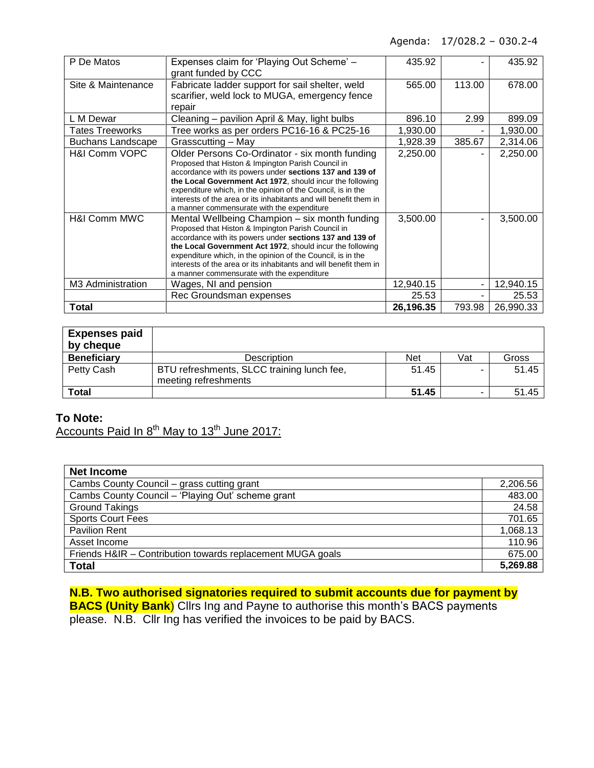Agenda: 17/028.2 – 030.2-4

| | | | | |
|---|---|---|---|---|
| P De Matos | Expenses claim for 'Playing Out Scheme' – grant funded by CCC | 435.92 | - | 435.92 |
| Site & Maintenance | Fabricate ladder support for sail shelter, weld scarifier, weld lock to MUGA, emergency fence repair | 565.00 | 113.00 | 678.00 |
| L M Dewar | Cleaning – pavilion April & May, light bulbs | 896.10 | 2.99 | 899.09 |
| Tates Treeworks | Tree works as per orders PC16-16 & PC25-16 | 1,930.00 | - | 1,930.00 |
| Buchans Landscape | Grasscutting – May | 1,928.39 | 385.67 | 2,314.06 |
| H&I Comm VOPC | Older Persons Co-Ordinator - six month funding Proposed that Histon & Impington Parish Council in accordance with its powers under **sections 137 and 139 of the Local Government Act 1972**, should incur the following expenditure which, in the opinion of the Council, is in the interests of the area or its inhabitants and will benefit them in a manner commensurate with the expenditure | 2,250.00 | - | 2,250.00 |
| H&I Comm MWC | Mental Wellbeing Champion – six month funding Proposed that Histon & Impington Parish Council in accordance with its powers under **sections 137 and 139 of the Local Government Act 1972**, should incur the following expenditure which, in the opinion of the Council, is in the interests of the area or its inhabitants and will benefit them in a manner commensurate with the expenditure | 3,500.00 | - | 3,500.00 |
| M3 Administration | Wages, NI and pension | 12,940.15 | - | 12,940.15 |
| | Rec Groundsman expenses | 25.53 | - | 25.53 |
| **Total** | | **26,196.35** | 793.98 | 26,990.33 |

| **Expenses paid by cheque** | | | | |
|---|---|---|---|---|
| **Beneficiary** | Description | Net | Vat | Gross |
| Petty Cash | BTU refreshments, SLCC training lunch fee, meeting refreshments | 51.45 | - | 51.45 |
| **Total** | | **51.45** | - | 51.45 |

**To Note:**

Accounts Paid In 8th May to 13th June 2017:

| **Net Income** | |
|---|---|
| Cambs County Council – grass cutting grant | 2,206.56 |
| Cambs County Council – 'Playing Out' scheme grant | 483.00 |
| Ground Takings | 24.58 |
| Sports Court Fees | 701.65 |
| Pavilion Rent | 1,068.13 |
| Asset Income | 110.96 |
| Friends H&IR – Contribution towards replacement MUGA goals | 675.00 |
| **Total** | **5,269.88** |

**N.B. Two authorised signatories required to submit accounts due for payment by BACS (Unity Bank**) Cllrs Ing and Payne to authorise this month's BACS payments please. N.B. Cllr Ing has verified the invoices to be paid by BACS.